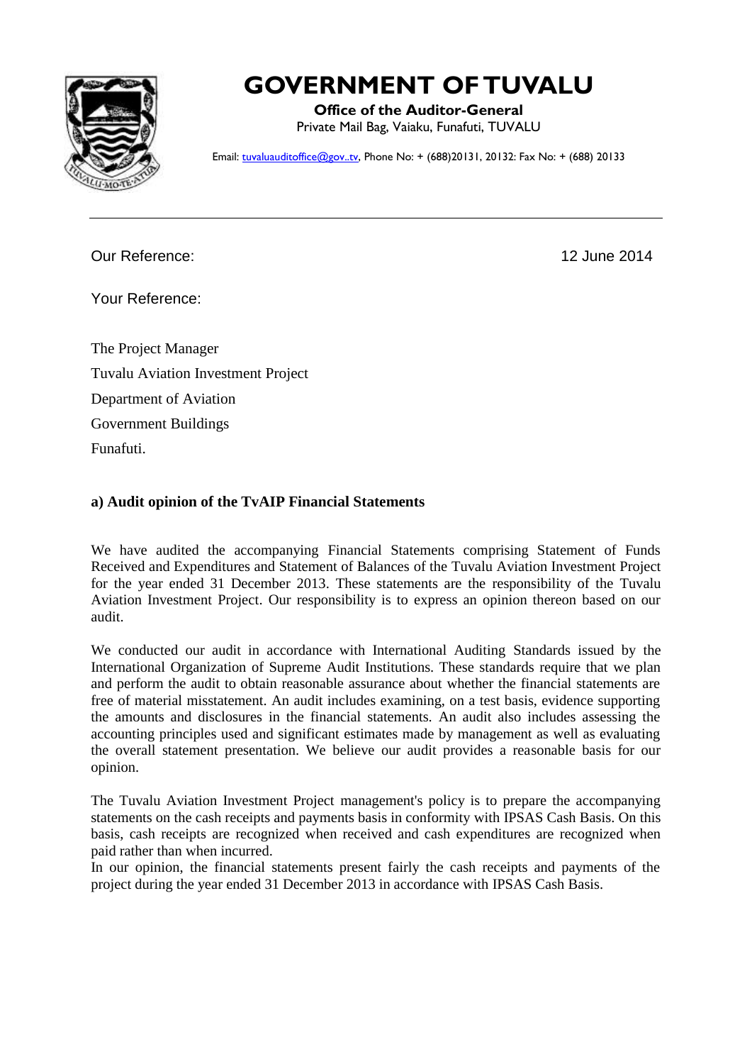# GOVERNMENT OF TUVALU

**Office of the Auditor-General**
Private Mail Bag, Vaiaku, Funafuti, TUVALU

Email: tuvaluauditoffice@gov..tv, Phone No: + (688)20131, 20132: Fax No: + (688) 20133

---

Our Reference: 12 June 2014

Your Reference:

The Project Manager
Tuvalu Aviation Investment Project
Department of Aviation
Government Buildings
Funafuti.

**a) Audit opinion of the TvAIP Financial Statements**

We have audited the accompanying Financial Statements comprising Statement of Funds Received and Expenditures and Statement of Balances of the Tuvalu Aviation Investment Project for the year ended 31 December 2013. These statements are the responsibility of the Tuvalu Aviation Investment Project. Our responsibility is to express an opinion thereon based on our audit.

We conducted our audit in accordance with International Auditing Standards issued by the International Organization of Supreme Audit Institutions. These standards require that we plan and perform the audit to obtain reasonable assurance about whether the financial statements are free of material misstatement. An audit includes examining, on a test basis, evidence supporting the amounts and disclosures in the financial statements. An audit also includes assessing the accounting principles used and significant estimates made by management as well as evaluating the overall statement presentation. We believe our audit provides a reasonable basis for our opinion.

The Tuvalu Aviation Investment Project management's policy is to prepare the accompanying statements on the cash receipts and payments basis in conformity with IPSAS Cash Basis. On this basis, cash receipts are recognized when received and cash expenditures are recognized when paid rather than when incurred.

In our opinion, the financial statements present fairly the cash receipts and payments of the project during the year ended 31 December 2013 in accordance with IPSAS Cash Basis.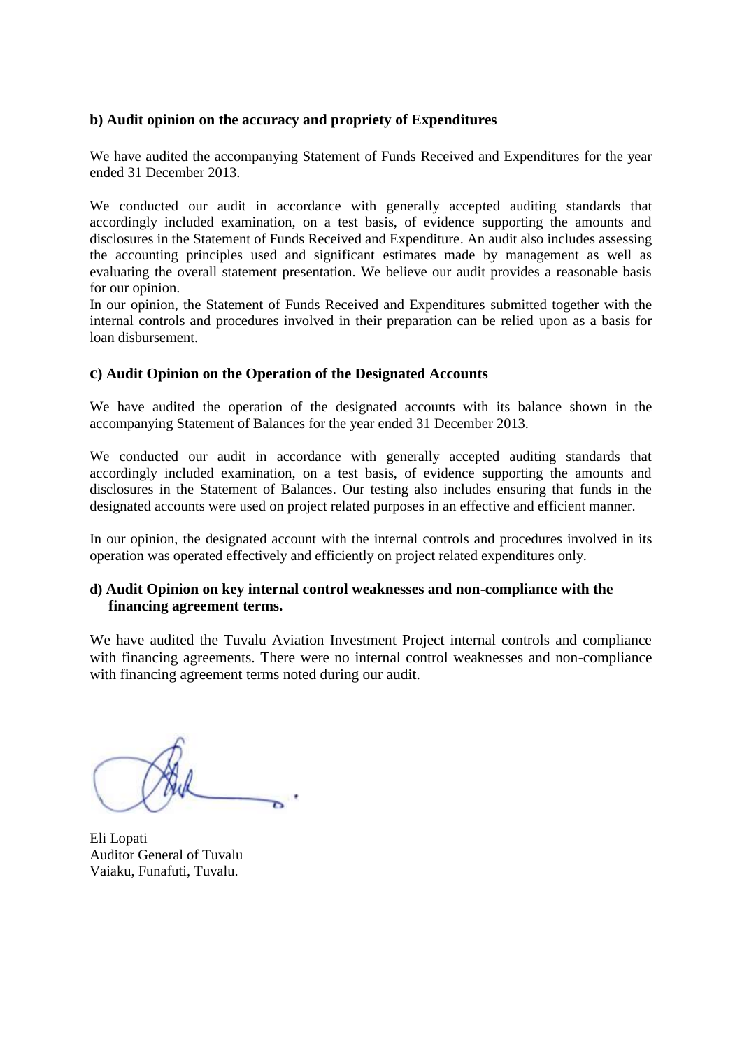**b) Audit opinion on the accuracy and propriety of Expenditures**

We have audited the accompanying Statement of Funds Received and Expenditures for the year ended 31 December 2013.

We conducted our audit in accordance with generally accepted auditing standards that accordingly included examination, on a test basis, of evidence supporting the amounts and disclosures in the Statement of Funds Received and Expenditure. An audit also includes assessing the accounting principles used and significant estimates made by management as well as evaluating the overall statement presentation. We believe our audit provides a reasonable basis for our opinion.

In our opinion, the Statement of Funds Received and Expenditures submitted together with the internal controls and procedures involved in their preparation can be relied upon as a basis for loan disbursement.

**c) Audit Opinion on the Operation of the Designated Accounts**

We have audited the operation of the designated accounts with its balance shown in the accompanying Statement of Balances for the year ended 31 December 2013.

We conducted our audit in accordance with generally accepted auditing standards that accordingly included examination, on a test basis, of evidence supporting the amounts and disclosures in the Statement of Balances. Our testing also includes ensuring that funds in the designated accounts were used on project related purposes in an effective and efficient manner.

In our opinion, the designated account with the internal controls and procedures involved in its operation was operated effectively and efficiently on project related expenditures only.

**d) Audit Opinion on key internal control weaknesses and non-compliance with the financing agreement terms.**

We have audited the Tuvalu Aviation Investment Project internal controls and compliance with financing agreements. There were no internal control weaknesses and non-compliance with financing agreement terms noted during our audit.

Eli Lopati
Auditor General of Tuvalu
Vaiaku, Funafuti, Tuvalu.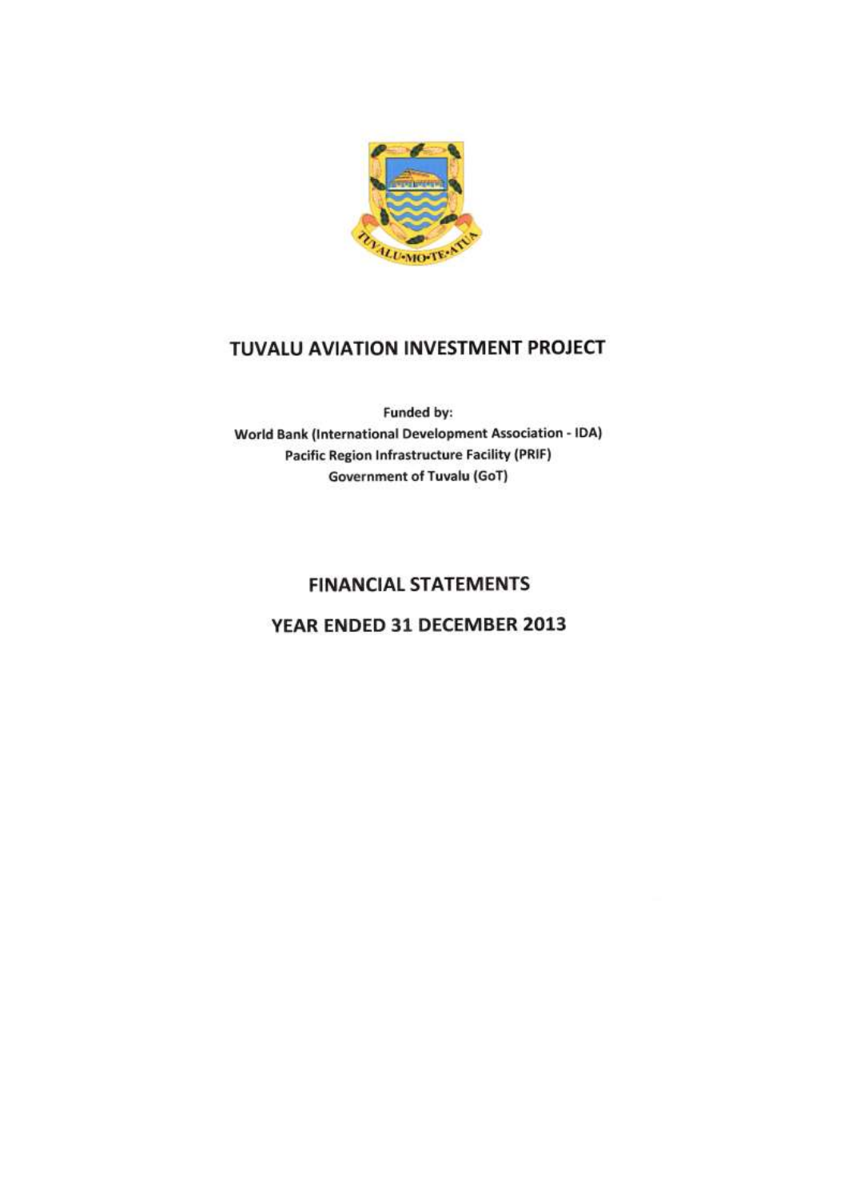# TUVALU AVIATION INVESTMENT PROJECT

Funded by:
World Bank (International Development Association - IDA)
Pacific Region Infrastructure Facility (PRIF)
Government of Tuvalu (GoT)

## FINANCIAL STATEMENTS

## YEAR ENDED 31 DECEMBER 2013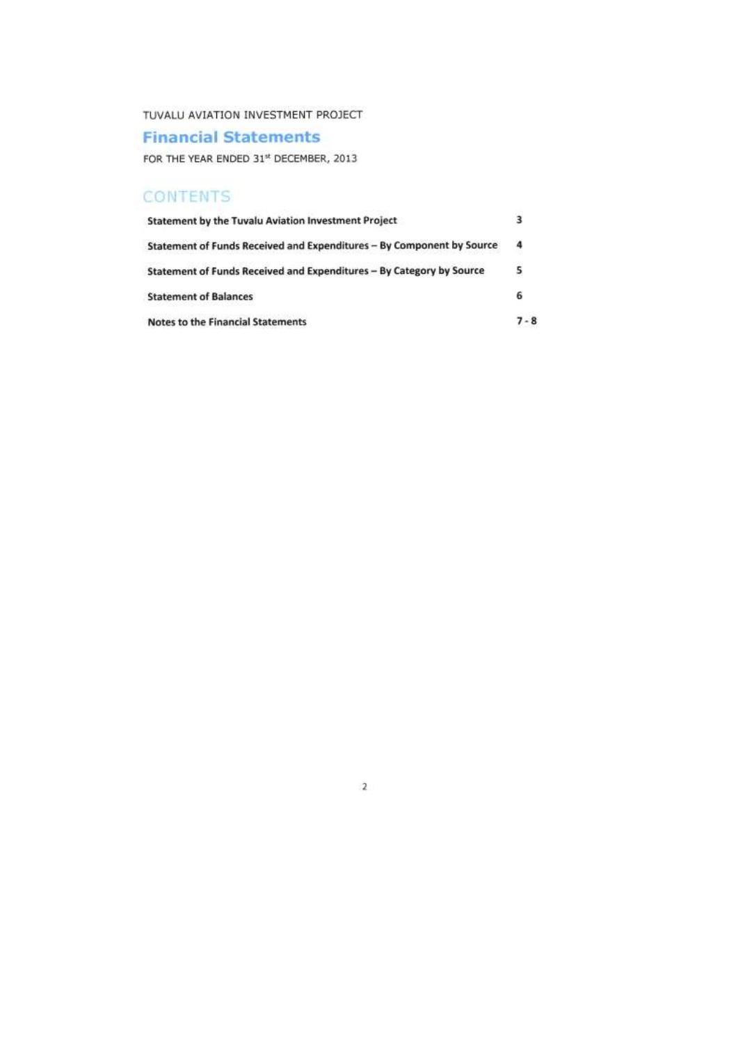TUVALU AVIATION INVESTMENT PROJECT

# Financial Statements

FOR THE YEAR ENDED 31st DECEMBER, 2013

## CONTENTS

| | |
|---|---|
| **Statement by the Tuvalu Aviation Investment Project** | 3 |
| **Statement of Funds Received and Expenditures – By Component by Source** | 4 |
| **Statement of Funds Received and Expenditures – By Category by Source** | 5 |
| **Statement of Balances** | 6 |
| **Notes to the Financial Statements** | 7 - 8 |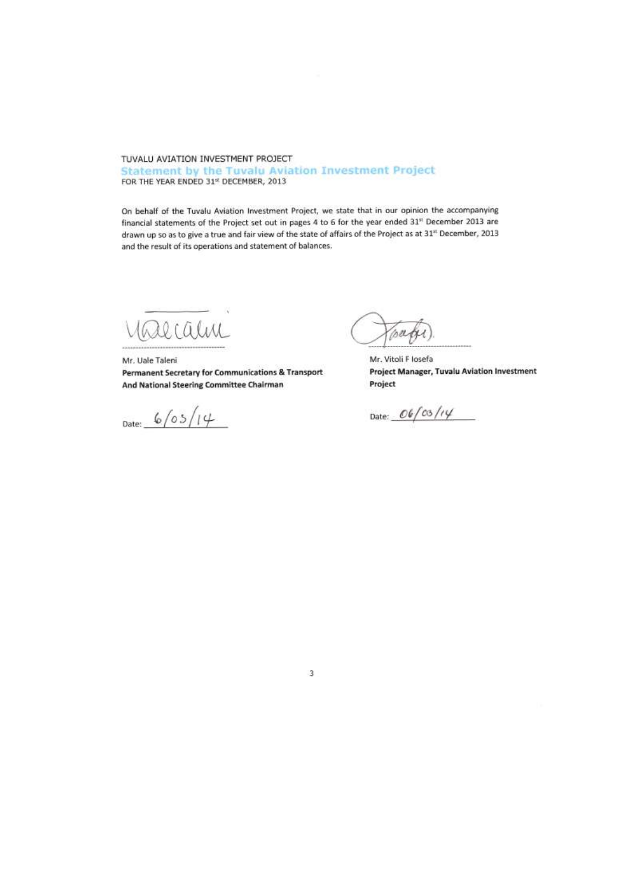TUVALU AVIATION INVESTMENT PROJECT

## Statement by the Tuvalu Aviation Investment Project

FOR THE YEAR ENDED 31st DECEMBER, 2013

On behalf of the Tuvalu Aviation Investment Project, we state that in our opinion the accompanying financial statements of the Project set out in pages 4 to 6 for the year ended 31st December 2013 are drawn up so as to give a true and fair view of the state of affairs of the Project as at 31st December, 2013 and the result of its operations and statement of balances.

| | |
|---|---|
| Mr. Uale Taleni | Mr. Vitoli F Iosefa |
| **Permanent Secretary for Communications & Transport And National Steering Committee Chairman** | **Project Manager, Tuvalu Aviation Investment Project** |
| Date: 6/03/14 | Date: 06/03/14 |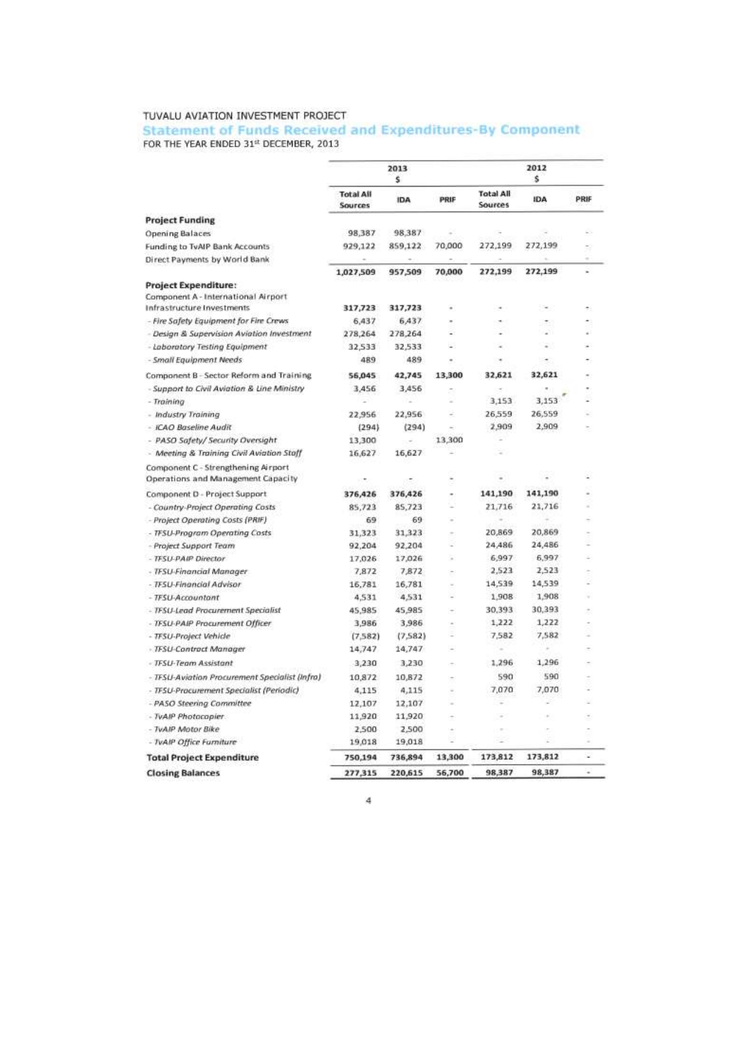TUVALU AVIATION INVESTMENT PROJECT

## Statement of Funds Received and Expenditures-By Component

FOR THE YEAR ENDED 31st DECEMBER, 2013

| | 2013 $ | | | 2012 $ | | |
|---|---|---|---|---|---|---|
| | Total All Sources | IDA | PRIF | Total All Sources | IDA | PRIF |
| **Project Funding** | | | | | | |
| Opening Balaces | 98,387 | 98,387 | - | - | - | - |
| Funding to TvAIP Bank Accounts | 929,122 | 859,122 | 70,000 | 272,199 | 272,199 | - |
| Direct Payments by World Bank | - | - | - | - | - | - |
| | 1,027,509 | 957,509 | 70,000 | 272,199 | 272,199 | - |
| **Project Expenditure:** | | | | | | |
| Component A - International Airport Infrastructure Investments | 317,723 | 317,723 | - | - | - | - |
| *- Fire Safety Equipment for Fire Crews* | 6,437 | 6,437 | - | - | - | - |
| *- Design & Supervision Aviation Investment* | 278,264 | 278,264 | - | - | - | - |
| *- Laboratory Testing Equipment* | 32,533 | 32,533 | - | - | - | - |
| *- Small Equipment Needs* | 489 | 489 | - | - | - | - |
| Component B - Sector Reform and Training | 56,045 | 42,745 | 13,300 | 32,621 | 32,621 | - |
| *- Support to Civil Aviation & Line Ministry* | 3,456 | 3,456 | - | - | - | - |
| *- Training* | - | - | - | 3,153 | 3,153 | - |
| *- Industry Training* | 22,956 | 22,956 | - | 26,559 | 26,559 | - |
| *- ICAO Baseline Audit* | (294) | (294) | - | 2,909 | 2,909 | - |
| *- PASO Safety/ Security Oversight* | 13,300 | - | 13,300 | - | | |
| *- Meeting & Training Civil Aviation Staff* | 16,627 | 16,627 | - | - | | |
| Component C - Strengthening Airport Operations and Management Capacity | - | - | - | - | - | - |
| Component D - Project Support | 376,426 | 376,426 | - | 141,190 | 141,190 | - |
| *- Country-Project Operating Costs* | 85,723 | 85,723 | - | 21,716 | 21,716 | - |
| *- Project Operating Costs (PRIF)* | 69 | 69 | - | - | - | - |
| *- TFSU-Program Operating Costs* | 31,323 | 31,323 | - | 20,869 | 20,869 | - |
| *- Project Support Team* | 92,204 | 92,204 | - | 24,486 | 24,486 | - |
| *- TFSU-PAIP Director* | 17,026 | 17,026 | - | 6,997 | 6,997 | - |
| *- TFSU-Financial Manager* | 7,872 | 7,872 | - | 2,523 | 2,523 | - |
| *- TFSU-Financial Advisor* | 16,781 | 16,781 | - | 14,539 | 14,539 | - |
| *- TFSU-Accountant* | 4,531 | 4,531 | - | 1,908 | 1,908 | - |
| *- TFSU-Lead Procurement Specialist* | 45,985 | 45,985 | - | 30,393 | 30,393 | - |
| *- TFSU-PAIP Procurement Officer* | 3,986 | 3,986 | - | 1,222 | 1,222 | - |
| *- TFSU-Project Vehicle* | (7,582) | (7,582) | - | 7,582 | 7,582 | - |
| *- TFSU-Contract Manager* | 14,747 | 14,747 | - | - | - | - |
| *- TFSU-Team Assistant* | 3,230 | 3,230 | - | 1,296 | 1,296 | - |
| *- TFSU-Aviation Procurement Specialist (Infra)* | 10,872 | 10,872 | - | 590 | 590 | - |
| *- TFSU-Procurement Specialist (Periodic)* | 4,115 | 4,115 | - | 7,070 | 7,070 | - |
| *- PASO Steering Committee* | 12,107 | 12,107 | - | - | - | - |
| *- TvAIP Photocopier* | 11,920 | 11,920 | - | - | - | - |
| *- TvAIP Motor Bike* | 2,500 | 2,500 | - | - | - | - |
| *- TvAIP Office Furniture* | 19,018 | 19,018 | - | - | - | - |
| **Total Project Expenditure** | 750,194 | 736,894 | 13,300 | 173,812 | 173,812 | - |
| **Closing Balances** | 277,315 | 220,615 | 56,700 | 98,387 | 98,387 | - |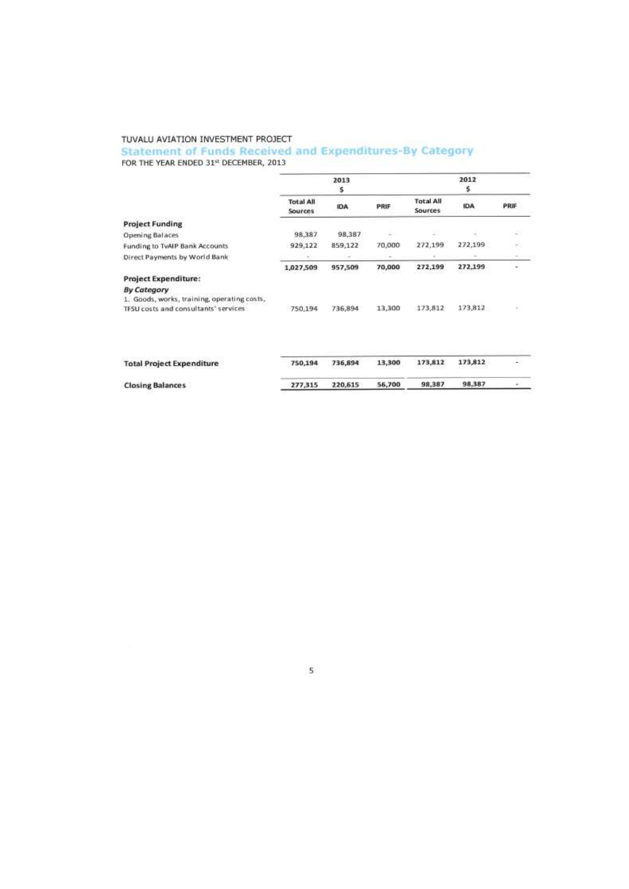TUVALU AVIATION INVESTMENT PROJECT

## Statement of Funds Received and Expenditures-By Category

FOR THE YEAR ENDED 31st DECEMBER, 2013

| | 2013 $ | | | 2012 $ | | |
|---|---|---|---|---|---|---|
| | Total All Sources | IDA | PRIF | Total All Sources | IDA | PRIF |
| **Project Funding** | | | | | | |
| Opening Balaces | 98,387 | 98,387 | - | - | - | - |
| Funding to TvAIP Bank Accounts | 929,122 | 859,122 | 70,000 | 272,199 | 272,199 | - |
| Direct Payments by World Bank | - | - | - | - | - | - |
| | **1,027,509** | **957,509** | **70,000** | **272,199** | **272,199** | - |
| **Project Expenditure:** | | | | | | |
| ***By Category*** | | | | | | |
| 1. Goods, works, training, operating costs, TFSU costs and consultants' services | 750,194 | 736,894 | 13,300 | 173,812 | 173,812 | - |
| **Total Project Expenditure** | **750,194** | **736,894** | **13,300** | **173,812** | **173,812** | - |
| **Closing Balances** | **277,315** | **220,615** | **56,700** | **98,387** | **98,387** | - |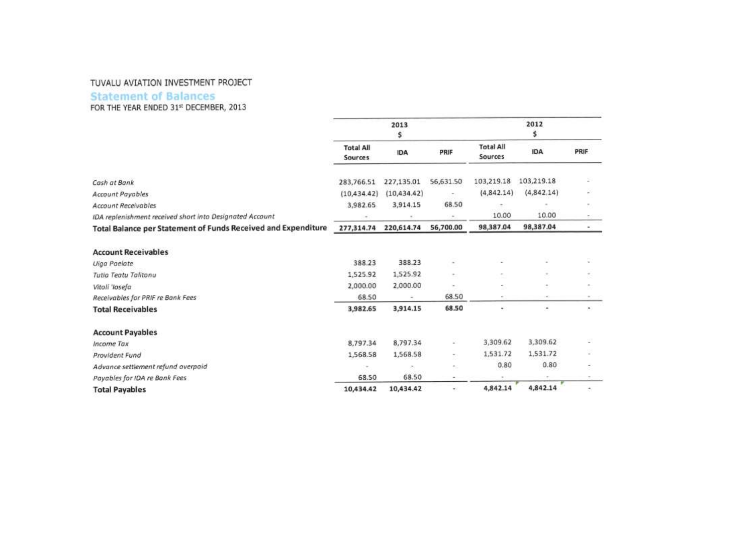TUVALU AVIATION INVESTMENT PROJECT

## Statement of Balances

FOR THE YEAR ENDED 31st DECEMBER, 2013

| | 2013 $ | | | 2012 $ | | |
|---|---|---|---|---|---|---|
| | Total All Sources | IDA | PRIF | Total All Sources | IDA | PRIF |
| *Cash at Bank* | 283,766.51 | 227,135.01 | 56,631.50 | 103,219.18 | 103,219.18 | - |
| *Account Payables* | (10,434.42) | (10,434.42) | - | (4,842.14) | (4,842.14) | - |
| *Account Receivables* | 3,982.65 | 3,914.15 | 68.50 | - | - | - |
| *IDA replenishment received short into Designated Account* | - | - | - | 10.00 | 10.00 | - |
| **Total Balance per Statement of Funds Received and Expenditure** | **277,314.74** | **220,614.74** | **56,700.00** | **98,387.04** | **98,387.04** | **-** |
| **Account Receivables** | | | | | | |
| *Uiga Paelote* | 388.23 | 388.23 | - | - | - | - |
| *Tutia Teatu Talitonu* | 1,525.92 | 1,525.92 | - | - | - | - |
| *Vitoli 'Iosefa* | 2,000.00 | 2,000.00 | - | - | - | - |
| *Receivables for PRIF re Bank Fees* | 68.50 | - | 68.50 | - | - | - |
| **Total Receivables** | **3,982.65** | **3,914.15** | **68.50** | **-** | **-** | **-** |
| **Account Payables** | | | | | | |
| *Income Tax* | 8,797.34 | 8,797.34 | - | 3,309.62 | 3,309.62 | - |
| *Provident Fund* | 1,568.58 | 1,568.58 | - | 1,531.72 | 1,531.72 | - |
| *Advance settlement refund overpaid* | - | - | - | 0.80 | 0.80 | - |
| *Payables for IDA re Bank Fees* | 68.50 | 68.50 | - | - | - | - |
| **Total Payables** | **10,434.42** | **10,434.42** | **-** | **4,842.14** | **4,842.14** | **-** |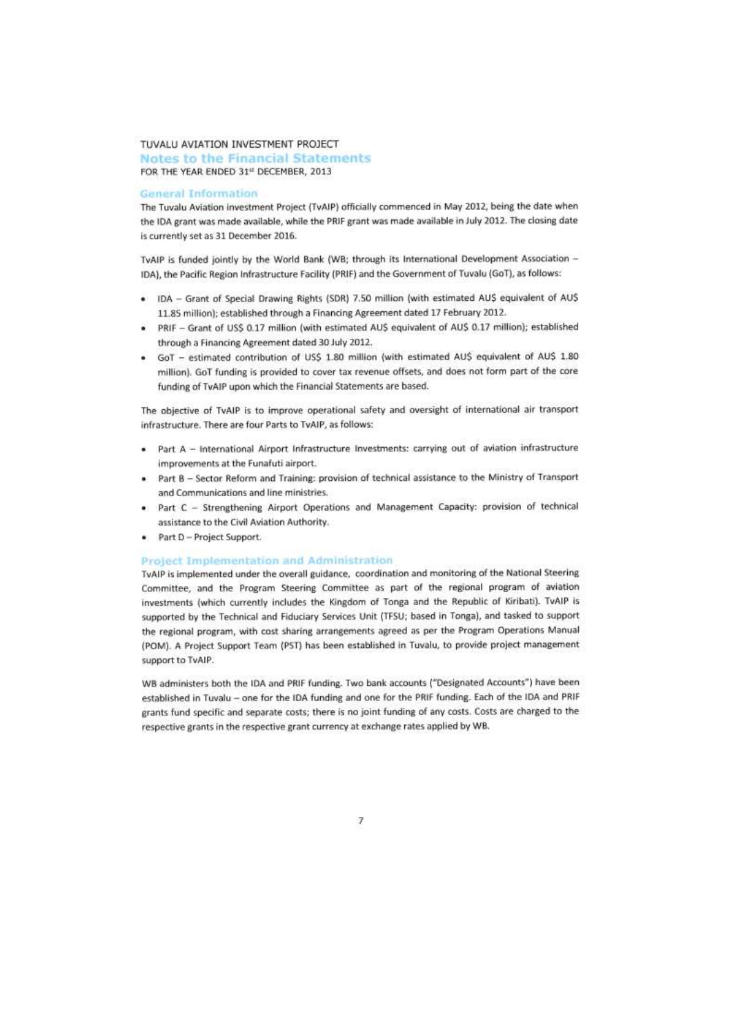TUVALU AVIATION INVESTMENT PROJECT

# Notes to the Financial Statements

FOR THE YEAR ENDED 31st DECEMBER, 2013

## General Information

The Tuvalu Aviation investment Project (TvAIP) officially commenced in May 2012, being the date when the IDA grant was made available, while the PRIF grant was made available in July 2012. The closing date is currently set as 31 December 2016.

TvAIP is funded jointly by the World Bank (WB; through its International Development Association – IDA), the Pacific Region Infrastructure Facility (PRIF) and the Government of Tuvalu (GoT), as follows:

- IDA – Grant of Special Drawing Rights (SDR) 7.50 million (with estimated AU$ equivalent of AU$ 11.85 million); established through a Financing Agreement dated 17 February 2012.
- PRIF – Grant of US$ 0.17 million (with estimated AU$ equivalent of AU$ 0.17 million); established through a Financing Agreement dated 30 July 2012.
- GoT – estimated contribution of US$ 1.80 million (with estimated AU$ equivalent of AU$ 1.80 million). GoT funding is provided to cover tax revenue offsets, and does not form part of the core funding of TvAIP upon which the Financial Statements are based.

The objective of TvAIP is to improve operational safety and oversight of international air transport infrastructure. There are four Parts to TvAIP, as follows:

- Part A – International Airport Infrastructure Investments: carrying out of aviation infrastructure improvements at the Funafuti airport.
- Part B – Sector Reform and Training: provision of technical assistance to the Ministry of Transport and Communications and line ministries.
- Part C – Strengthening Airport Operations and Management Capacity: provision of technical assistance to the Civil Aviation Authority.
- Part D – Project Support.

## Project Implementation and Administration

TvAIP is implemented under the overall guidance, coordination and monitoring of the National Steering Committee, and the Program Steering Committee as part of the regional program of aviation investments (which currently includes the Kingdom of Tonga and the Republic of Kiribati). TvAIP is supported by the Technical and Fiduciary Services Unit (TFSU; based in Tonga), and tasked to support the regional program, with cost sharing arrangements agreed as per the Program Operations Manual (POM). A Project Support Team (PST) has been established in Tuvalu, to provide project management support to TvAIP.

WB administers both the IDA and PRIF funding. Two bank accounts ("Designated Accounts") have been established in Tuvalu – one for the IDA funding and one for the PRIF funding. Each of the IDA and PRIF grants fund specific and separate costs; there is no joint funding of any costs. Costs are charged to the respective grants in the respective grant currency at exchange rates applied by WB.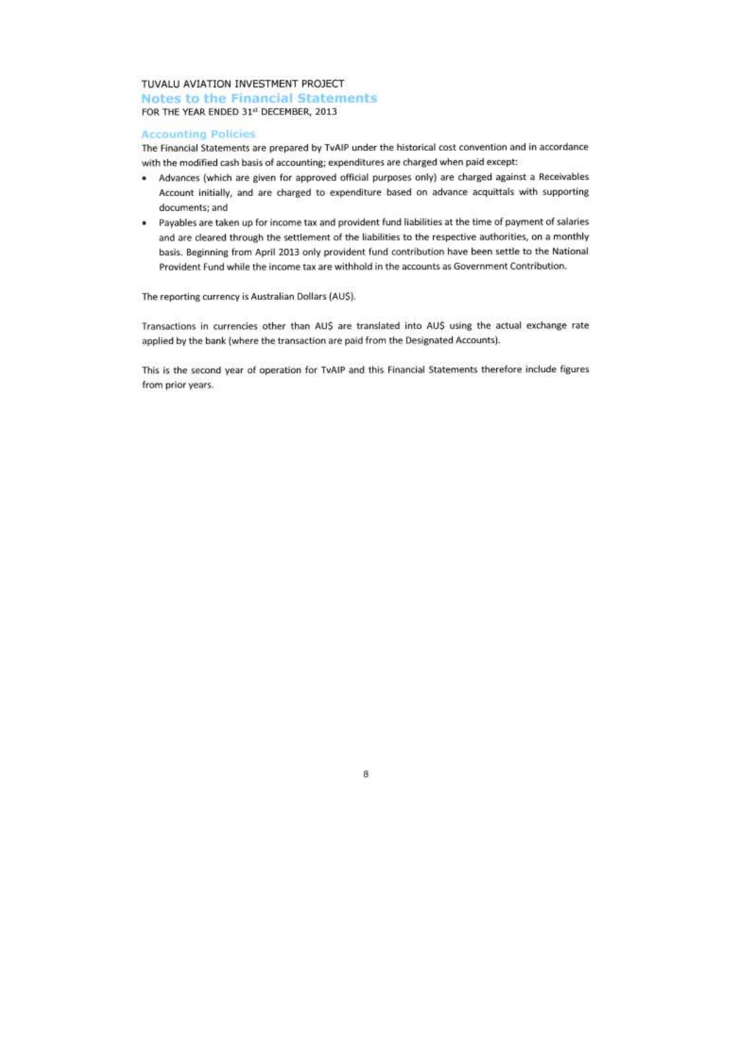TUVALU AVIATION INVESTMENT PROJECT

# Notes to the Financial Statements

FOR THE YEAR ENDED 31st DECEMBER, 2013

## Accounting Policies

The Financial Statements are prepared by TvAIP under the historical cost convention and in accordance with the modified cash basis of accounting; expenditures are charged when paid except:

- Advances (which are given for approved official purposes only) are charged against a Receivables Account initially, and are charged to expenditure based on advance acquittals with supporting documents; and
- Payables are taken up for income tax and provident fund liabilities at the time of payment of salaries and are cleared through the settlement of the liabilities to the respective authorities, on a monthly basis. Beginning from April 2013 only provident fund contribution have been settle to the National Provident Fund while the income tax are withhold in the accounts as Government Contribution.

The reporting currency is Australian Dollars (AU$).

Transactions in currencies other than AU$ are translated into AU$ using the actual exchange rate applied by the bank (where the transaction are paid from the Designated Accounts).

This is the second year of operation for TvAIP and this Financial Statements therefore include figures from prior years.